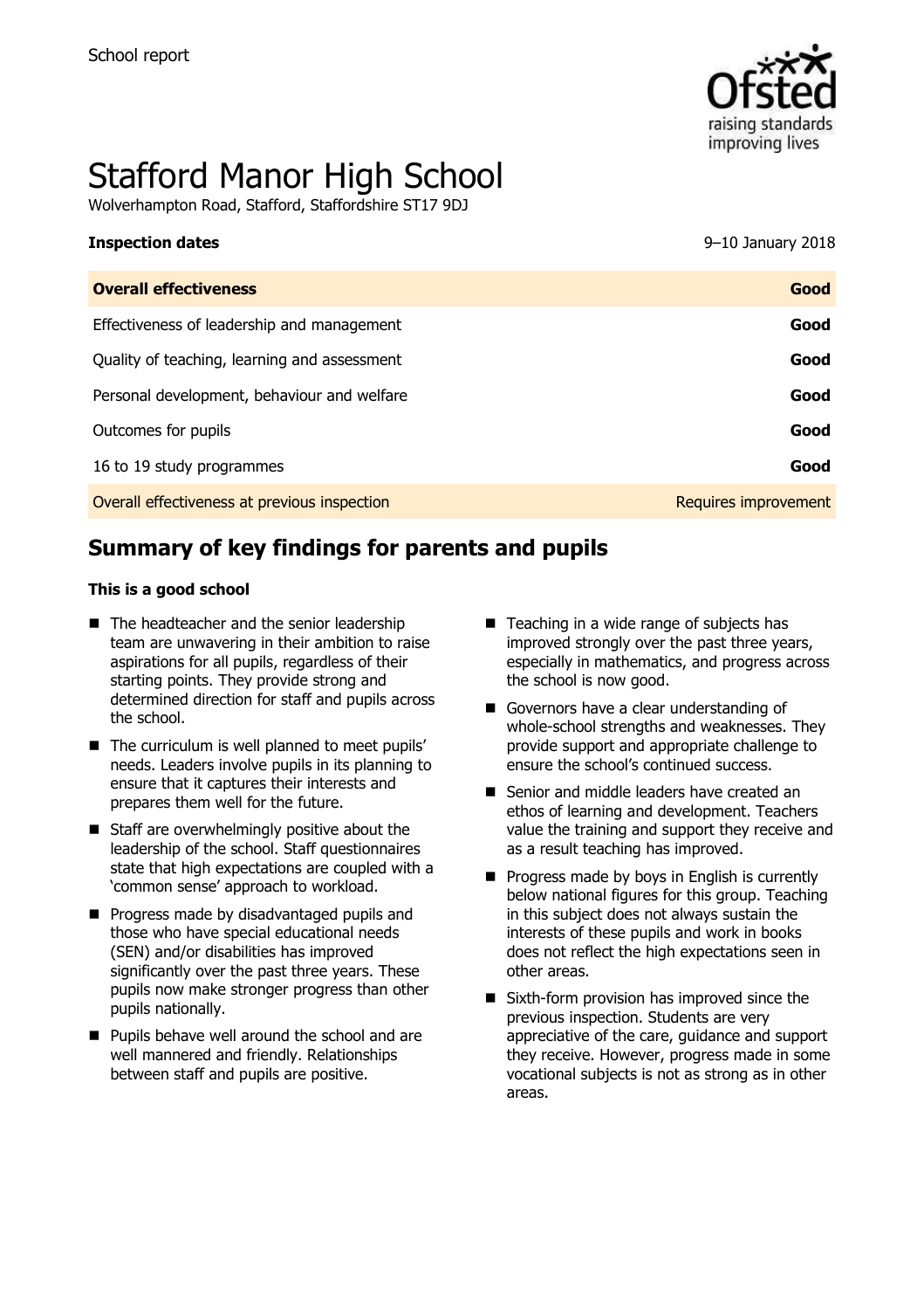School report

# Stafford Manor High School

Wolverhampton Road, Stafford, Staffordshire ST17 9DJ

**Inspection dates** 9–10 January 2018

| | |
|---|---|
| **Overall effectiveness** | **Good** |
| Effectiveness of leadership and management | **Good** |
| Quality of teaching, learning and assessment | **Good** |
| Personal development, behaviour and welfare | **Good** |
| Outcomes for pupils | **Good** |
| 16 to 19 study programmes | **Good** |
| Overall effectiveness at previous inspection | Requires improvement |

## Summary of key findings for parents and pupils

**This is a good school**

- The headteacher and the senior leadership team are unwavering in their ambition to raise aspirations for all pupils, regardless of their starting points. They provide strong and determined direction for staff and pupils across the school.
- The curriculum is well planned to meet pupils' needs. Leaders involve pupils in its planning to ensure that it captures their interests and prepares them well for the future.
- Staff are overwhelmingly positive about the leadership of the school. Staff questionnaires state that high expectations are coupled with a 'common sense' approach to workload.
- Progress made by disadvantaged pupils and those who have special educational needs (SEN) and/or disabilities has improved significantly over the past three years. These pupils now make stronger progress than other pupils nationally.
- Pupils behave well around the school and are well mannered and friendly. Relationships between staff and pupils are positive.
- Teaching in a wide range of subjects has improved strongly over the past three years, especially in mathematics, and progress across the school is now good.
- Governors have a clear understanding of whole-school strengths and weaknesses. They provide support and appropriate challenge to ensure the school's continued success.
- Senior and middle leaders have created an ethos of learning and development. Teachers value the training and support they receive and as a result teaching has improved.
- Progress made by boys in English is currently below national figures for this group. Teaching in this subject does not always sustain the interests of these pupils and work in books does not reflect the high expectations seen in other areas.
- Sixth-form provision has improved since the previous inspection. Students are very appreciative of the care, guidance and support they receive. However, progress made in some vocational subjects is not as strong as in other areas.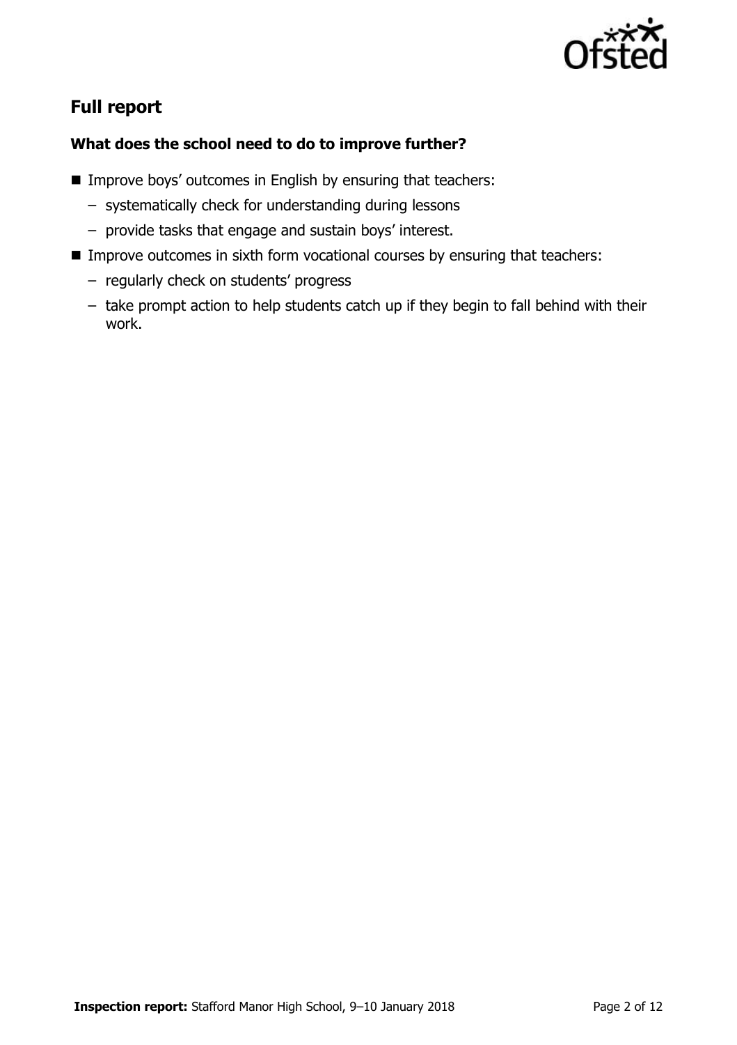## Full report

### What does the school need to do to improve further?

- Improve boys' outcomes in English by ensuring that teachers:
  - systematically check for understanding during lessons
  - provide tasks that engage and sustain boys' interest.
- Improve outcomes in sixth form vocational courses by ensuring that teachers:
  - regularly check on students' progress
  - take prompt action to help students catch up if they begin to fall behind with their work.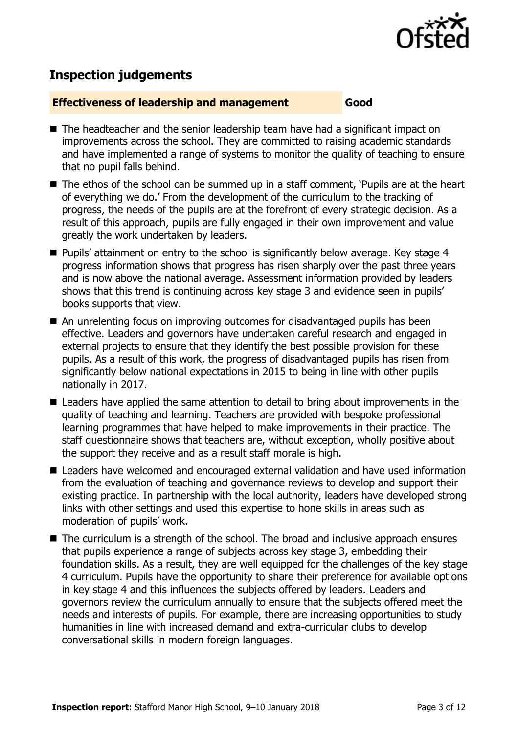## Inspection judgements

**Effectiveness of leadership and management** **Good**

- The headteacher and the senior leadership team have had a significant impact on improvements across the school. They are committed to raising academic standards and have implemented a range of systems to monitor the quality of teaching to ensure that no pupil falls behind.
- The ethos of the school can be summed up in a staff comment, 'Pupils are at the heart of everything we do.' From the development of the curriculum to the tracking of progress, the needs of the pupils are at the forefront of every strategic decision. As a result of this approach, pupils are fully engaged in their own improvement and value greatly the work undertaken by leaders.
- Pupils' attainment on entry to the school is significantly below average. Key stage 4 progress information shows that progress has risen sharply over the past three years and is now above the national average. Assessment information provided by leaders shows that this trend is continuing across key stage 3 and evidence seen in pupils' books supports that view.
- An unrelenting focus on improving outcomes for disadvantaged pupils has been effective. Leaders and governors have undertaken careful research and engaged in external projects to ensure that they identify the best possible provision for these pupils. As a result of this work, the progress of disadvantaged pupils has risen from significantly below national expectations in 2015 to being in line with other pupils nationally in 2017.
- Leaders have applied the same attention to detail to bring about improvements in the quality of teaching and learning. Teachers are provided with bespoke professional learning programmes that have helped to make improvements in their practice. The staff questionnaire shows that teachers are, without exception, wholly positive about the support they receive and as a result staff morale is high.
- Leaders have welcomed and encouraged external validation and have used information from the evaluation of teaching and governance reviews to develop and support their existing practice. In partnership with the local authority, leaders have developed strong links with other settings and used this expertise to hone skills in areas such as moderation of pupils' work.
- The curriculum is a strength of the school. The broad and inclusive approach ensures that pupils experience a range of subjects across key stage 3, embedding their foundation skills. As a result, they are well equipped for the challenges of the key stage 4 curriculum. Pupils have the opportunity to share their preference for available options in key stage 4 and this influences the subjects offered by leaders. Leaders and governors review the curriculum annually to ensure that the subjects offered meet the needs and interests of pupils. For example, there are increasing opportunities to study humanities in line with increased demand and extra-curricular clubs to develop conversational skills in modern foreign languages.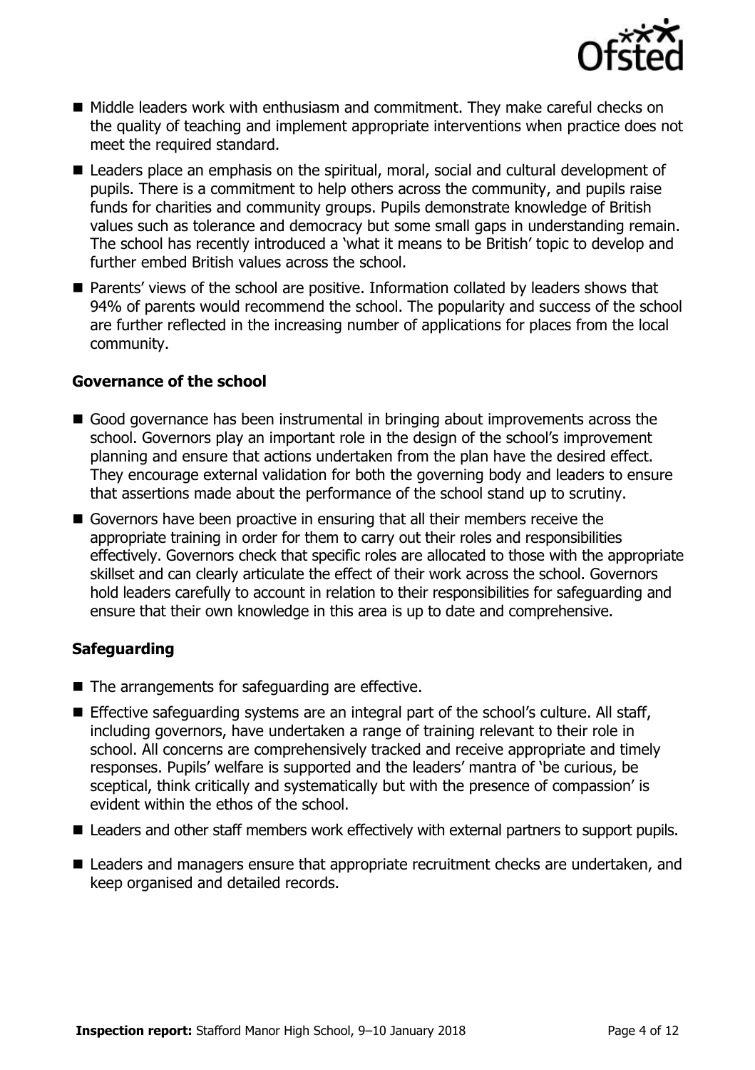- Middle leaders work with enthusiasm and commitment. They make careful checks on the quality of teaching and implement appropriate interventions when practice does not meet the required standard.
- Leaders place an emphasis on the spiritual, moral, social and cultural development of pupils. There is a commitment to help others across the community, and pupils raise funds for charities and community groups. Pupils demonstrate knowledge of British values such as tolerance and democracy but some small gaps in understanding remain. The school has recently introduced a 'what it means to be British' topic to develop and further embed British values across the school.
- Parents' views of the school are positive. Information collated by leaders shows that 94% of parents would recommend the school. The popularity and success of the school are further reflected in the increasing number of applications for places from the local community.

### Governance of the school

- Good governance has been instrumental in bringing about improvements across the school. Governors play an important role in the design of the school's improvement planning and ensure that actions undertaken from the plan have the desired effect. They encourage external validation for both the governing body and leaders to ensure that assertions made about the performance of the school stand up to scrutiny.
- Governors have been proactive in ensuring that all their members receive the appropriate training in order for them to carry out their roles and responsibilities effectively. Governors check that specific roles are allocated to those with the appropriate skillset and can clearly articulate the effect of their work across the school. Governors hold leaders carefully to account in relation to their responsibilities for safeguarding and ensure that their own knowledge in this area is up to date and comprehensive.

### Safeguarding

- The arrangements for safeguarding are effective.
- Effective safeguarding systems are an integral part of the school's culture. All staff, including governors, have undertaken a range of training relevant to their role in school. All concerns are comprehensively tracked and receive appropriate and timely responses. Pupils' welfare is supported and the leaders' mantra of 'be curious, be sceptical, think critically and systematically but with the presence of compassion' is evident within the ethos of the school.
- Leaders and other staff members work effectively with external partners to support pupils.
- Leaders and managers ensure that appropriate recruitment checks are undertaken, and keep organised and detailed records.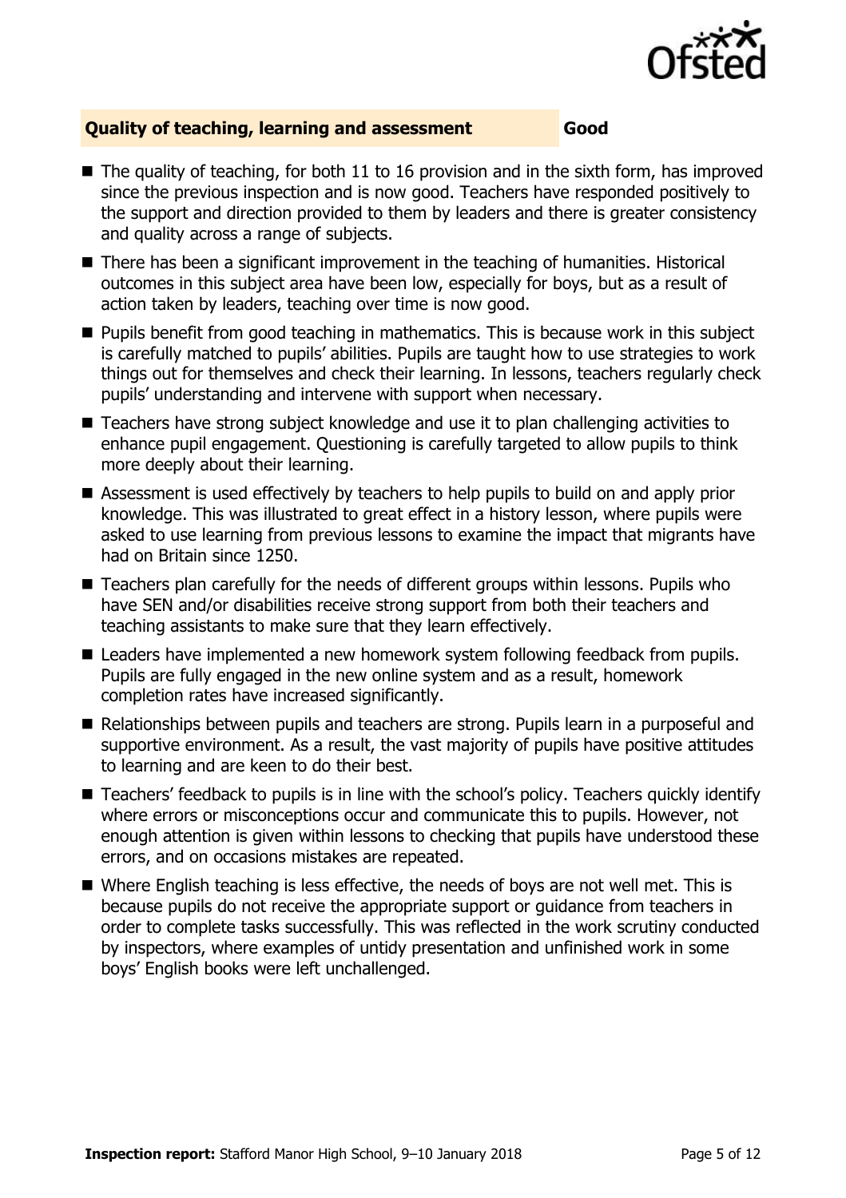## Quality of teaching, learning and assessment — Good

- The quality of teaching, for both 11 to 16 provision and in the sixth form, has improved since the previous inspection and is now good. Teachers have responded positively to the support and direction provided to them by leaders and there is greater consistency and quality across a range of subjects.
- There has been a significant improvement in the teaching of humanities. Historical outcomes in this subject area have been low, especially for boys, but as a result of action taken by leaders, teaching over time is now good.
- Pupils benefit from good teaching in mathematics. This is because work in this subject is carefully matched to pupils' abilities. Pupils are taught how to use strategies to work things out for themselves and check their learning. In lessons, teachers regularly check pupils' understanding and intervene with support when necessary.
- Teachers have strong subject knowledge and use it to plan challenging activities to enhance pupil engagement. Questioning is carefully targeted to allow pupils to think more deeply about their learning.
- Assessment is used effectively by teachers to help pupils to build on and apply prior knowledge. This was illustrated to great effect in a history lesson, where pupils were asked to use learning from previous lessons to examine the impact that migrants have had on Britain since 1250.
- Teachers plan carefully for the needs of different groups within lessons. Pupils who have SEN and/or disabilities receive strong support from both their teachers and teaching assistants to make sure that they learn effectively.
- Leaders have implemented a new homework system following feedback from pupils. Pupils are fully engaged in the new online system and as a result, homework completion rates have increased significantly.
- Relationships between pupils and teachers are strong. Pupils learn in a purposeful and supportive environment. As a result, the vast majority of pupils have positive attitudes to learning and are keen to do their best.
- Teachers' feedback to pupils is in line with the school's policy. Teachers quickly identify where errors or misconceptions occur and communicate this to pupils. However, not enough attention is given within lessons to checking that pupils have understood these errors, and on occasions mistakes are repeated.
- Where English teaching is less effective, the needs of boys are not well met. This is because pupils do not receive the appropriate support or guidance from teachers in order to complete tasks successfully. This was reflected in the work scrutiny conducted by inspectors, where examples of untidy presentation and unfinished work in some boys' English books were left unchallenged.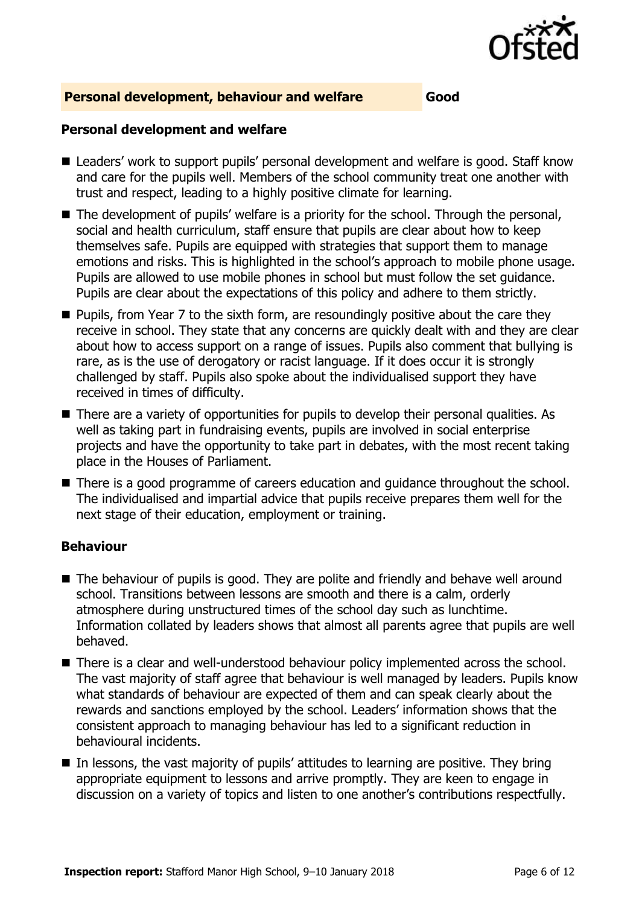## Personal development, behaviour and welfare — Good

### Personal development and welfare

- Leaders' work to support pupils' personal development and welfare is good. Staff know and care for the pupils well. Members of the school community treat one another with trust and respect, leading to a highly positive climate for learning.
- The development of pupils' welfare is a priority for the school. Through the personal, social and health curriculum, staff ensure that pupils are clear about how to keep themselves safe. Pupils are equipped with strategies that support them to manage emotions and risks. This is highlighted in the school's approach to mobile phone usage. Pupils are allowed to use mobile phones in school but must follow the set guidance. Pupils are clear about the expectations of this policy and adhere to them strictly.
- Pupils, from Year 7 to the sixth form, are resoundingly positive about the care they receive in school. They state that any concerns are quickly dealt with and they are clear about how to access support on a range of issues. Pupils also comment that bullying is rare, as is the use of derogatory or racist language. If it does occur it is strongly challenged by staff. Pupils also spoke about the individualised support they have received in times of difficulty.
- There are a variety of opportunities for pupils to develop their personal qualities. As well as taking part in fundraising events, pupils are involved in social enterprise projects and have the opportunity to take part in debates, with the most recent taking place in the Houses of Parliament.
- There is a good programme of careers education and guidance throughout the school. The individualised and impartial advice that pupils receive prepares them well for the next stage of their education, employment or training.

### Behaviour

- The behaviour of pupils is good. They are polite and friendly and behave well around school. Transitions between lessons are smooth and there is a calm, orderly atmosphere during unstructured times of the school day such as lunchtime. Information collated by leaders shows that almost all parents agree that pupils are well behaved.
- There is a clear and well-understood behaviour policy implemented across the school. The vast majority of staff agree that behaviour is well managed by leaders. Pupils know what standards of behaviour are expected of them and can speak clearly about the rewards and sanctions employed by the school. Leaders' information shows that the consistent approach to managing behaviour has led to a significant reduction in behavioural incidents.
- In lessons, the vast majority of pupils' attitudes to learning are positive. They bring appropriate equipment to lessons and arrive promptly. They are keen to engage in discussion on a variety of topics and listen to one another's contributions respectfully.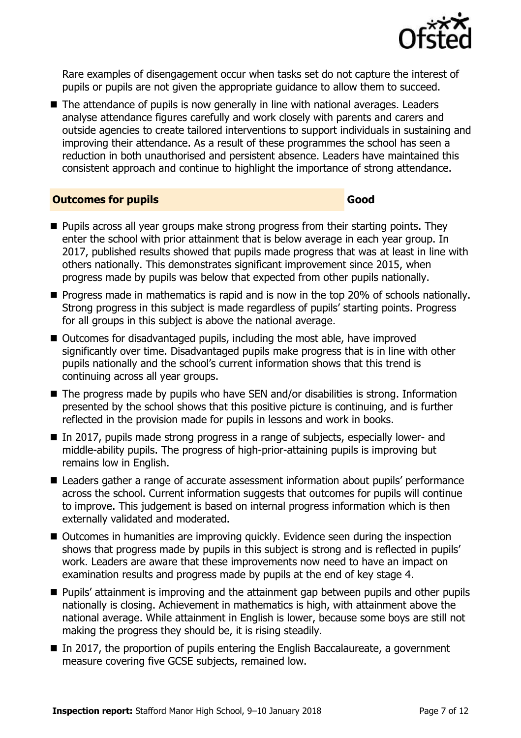Rare examples of disengagement occur when tasks set do not capture the interest of pupils or pupils are not given the appropriate guidance to allow them to succeed.

- The attendance of pupils is now generally in line with national averages. Leaders analyse attendance figures carefully and work closely with parents and carers and outside agencies to create tailored interventions to support individuals in sustaining and improving their attendance. As a result of these programmes the school has seen a reduction in both unauthorised and persistent absence. Leaders have maintained this consistent approach and continue to highlight the importance of strong attendance.

## Outcomes for pupils — Good

- Pupils across all year groups make strong progress from their starting points. They enter the school with prior attainment that is below average in each year group. In 2017, published results showed that pupils made progress that was at least in line with others nationally. This demonstrates significant improvement since 2015, when progress made by pupils was below that expected from other pupils nationally.
- Progress made in mathematics is rapid and is now in the top 20% of schools nationally. Strong progress in this subject is made regardless of pupils' starting points. Progress for all groups in this subject is above the national average.
- Outcomes for disadvantaged pupils, including the most able, have improved significantly over time. Disadvantaged pupils make progress that is in line with other pupils nationally and the school's current information shows that this trend is continuing across all year groups.
- The progress made by pupils who have SEN and/or disabilities is strong. Information presented by the school shows that this positive picture is continuing, and is further reflected in the provision made for pupils in lessons and work in books.
- In 2017, pupils made strong progress in a range of subjects, especially lower- and middle-ability pupils. The progress of high-prior-attaining pupils is improving but remains low in English.
- Leaders gather a range of accurate assessment information about pupils' performance across the school. Current information suggests that outcomes for pupils will continue to improve. This judgement is based on internal progress information which is then externally validated and moderated.
- Outcomes in humanities are improving quickly. Evidence seen during the inspection shows that progress made by pupils in this subject is strong and is reflected in pupils' work. Leaders are aware that these improvements now need to have an impact on examination results and progress made by pupils at the end of key stage 4.
- Pupils' attainment is improving and the attainment gap between pupils and other pupils nationally is closing. Achievement in mathematics is high, with attainment above the national average. While attainment in English is lower, because some boys are still not making the progress they should be, it is rising steadily.
- In 2017, the proportion of pupils entering the English Baccalaureate, a government measure covering five GCSE subjects, remained low.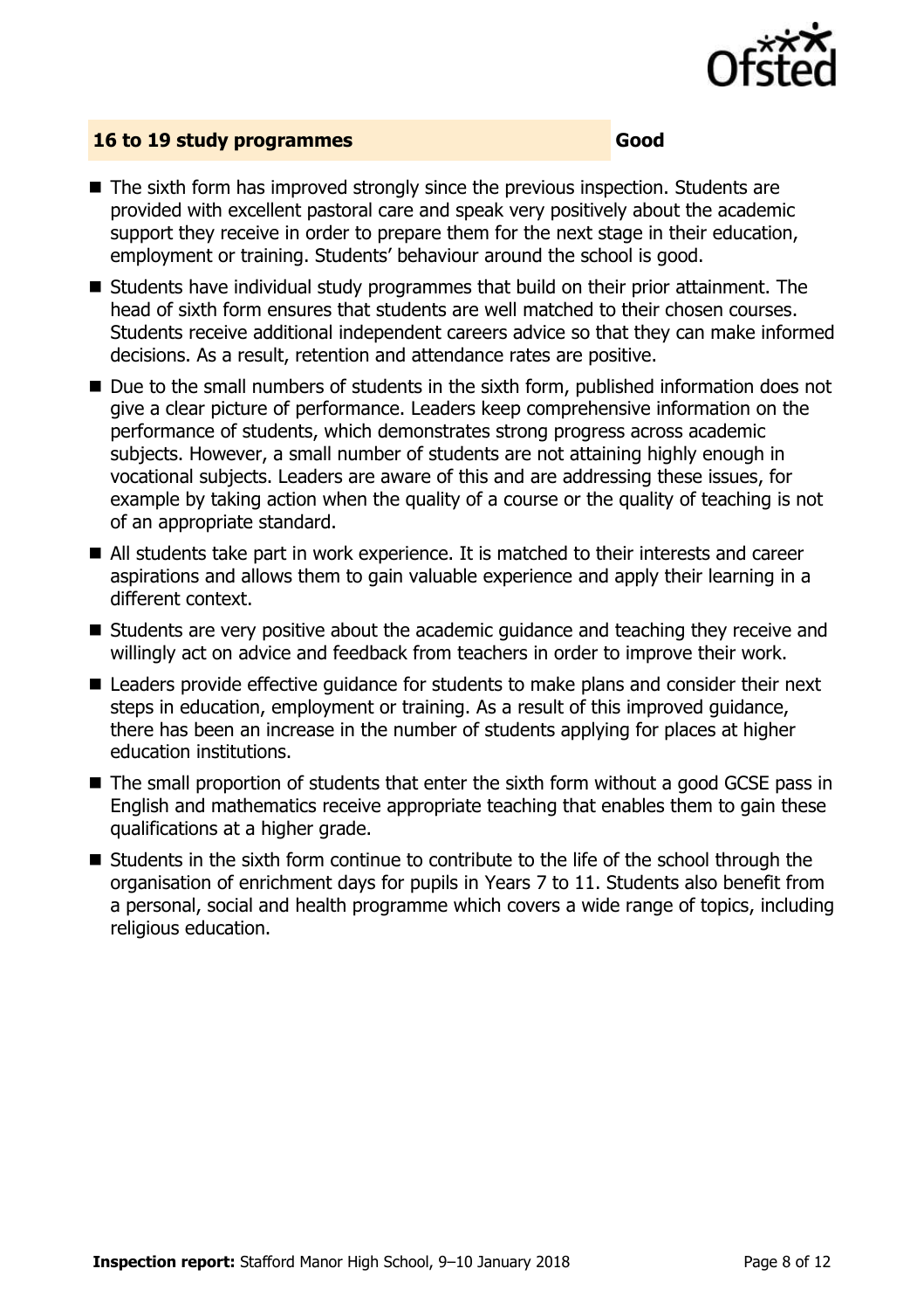## 16 to 19 study programmes — Good

- The sixth form has improved strongly since the previous inspection. Students are provided with excellent pastoral care and speak very positively about the academic support they receive in order to prepare them for the next stage in their education, employment or training. Students' behaviour around the school is good.
- Students have individual study programmes that build on their prior attainment. The head of sixth form ensures that students are well matched to their chosen courses. Students receive additional independent careers advice so that they can make informed decisions. As a result, retention and attendance rates are positive.
- Due to the small numbers of students in the sixth form, published information does not give a clear picture of performance. Leaders keep comprehensive information on the performance of students, which demonstrates strong progress across academic subjects. However, a small number of students are not attaining highly enough in vocational subjects. Leaders are aware of this and are addressing these issues, for example by taking action when the quality of a course or the quality of teaching is not of an appropriate standard.
- All students take part in work experience. It is matched to their interests and career aspirations and allows them to gain valuable experience and apply their learning in a different context.
- Students are very positive about the academic guidance and teaching they receive and willingly act on advice and feedback from teachers in order to improve their work.
- Leaders provide effective guidance for students to make plans and consider their next steps in education, employment or training. As a result of this improved guidance, there has been an increase in the number of students applying for places at higher education institutions.
- The small proportion of students that enter the sixth form without a good GCSE pass in English and mathematics receive appropriate teaching that enables them to gain these qualifications at a higher grade.
- Students in the sixth form continue to contribute to the life of the school through the organisation of enrichment days for pupils in Years 7 to 11. Students also benefit from a personal, social and health programme which covers a wide range of topics, including religious education.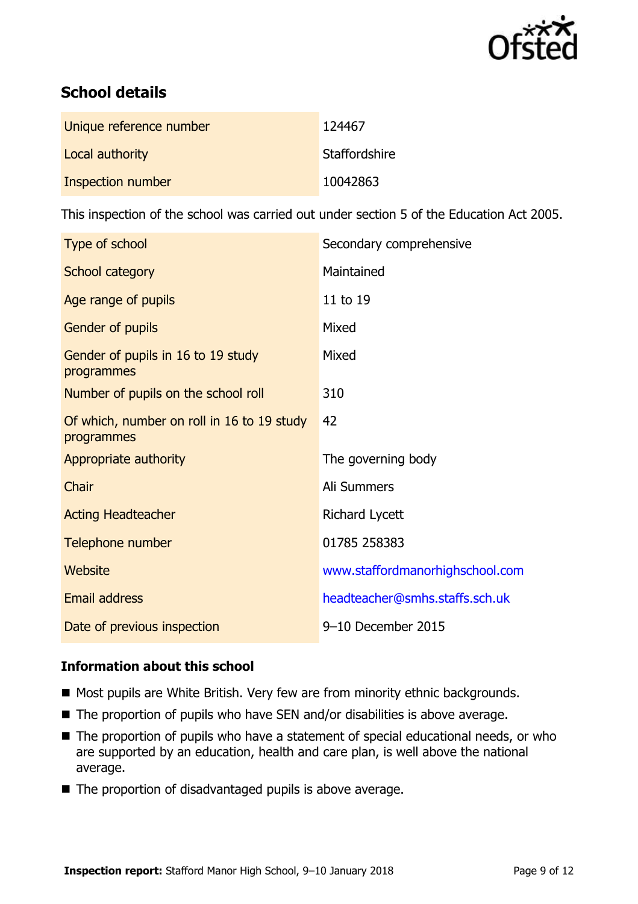## School details

| | |
|---|---|
| Unique reference number | 124467 |
| Local authority | Staffordshire |
| Inspection number | 10042863 |

This inspection of the school was carried out under section 5 of the Education Act 2005.

| | |
|---|---|
| Type of school | Secondary comprehensive |
| School category | Maintained |
| Age range of pupils | 11 to 19 |
| Gender of pupils | Mixed |
| Gender of pupils in 16 to 19 study programmes | Mixed |
| Number of pupils on the school roll | 310 |
| Of which, number on roll in 16 to 19 study programmes | 42 |
| Appropriate authority | The governing body |
| Chair | Ali Summers |
| Acting Headteacher | Richard Lycett |
| Telephone number | 01785 258383 |
| Website | www.staffordmanorhighschool.com |
| Email address | headteacher@smhs.staffs.sch.uk |
| Date of previous inspection | 9–10 December 2015 |

### Information about this school

- Most pupils are White British. Very few are from minority ethnic backgrounds.
- The proportion of pupils who have SEN and/or disabilities is above average.
- The proportion of pupils who have a statement of special educational needs, or who are supported by an education, health and care plan, is well above the national average.
- The proportion of disadvantaged pupils is above average.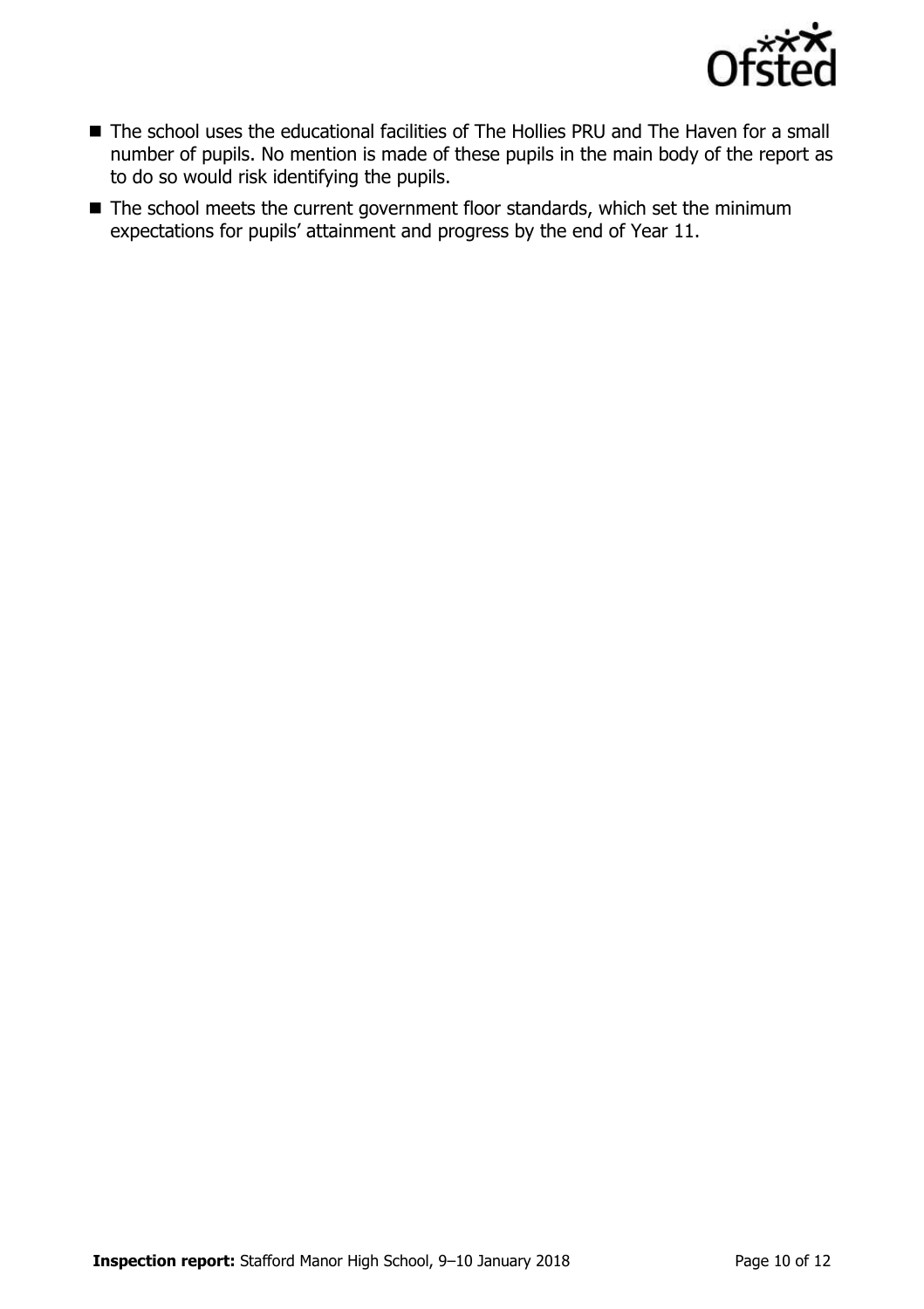- The school uses the educational facilities of The Hollies PRU and The Haven for a small number of pupils. No mention is made of these pupils in the main body of the report as to do so would risk identifying the pupils.
- The school meets the current government floor standards, which set the minimum expectations for pupils' attainment and progress by the end of Year 11.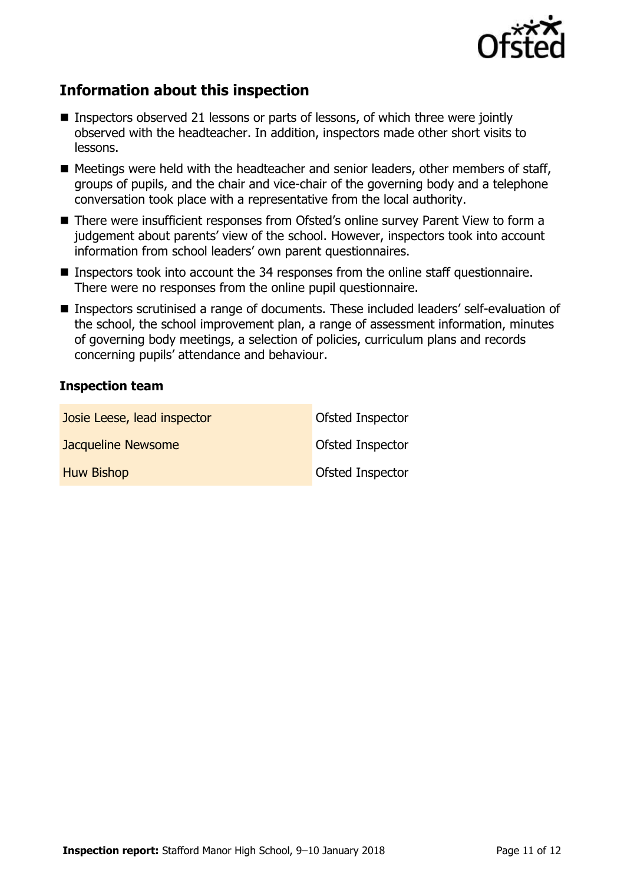## Information about this inspection

- Inspectors observed 21 lessons or parts of lessons, of which three were jointly observed with the headteacher. In addition, inspectors made other short visits to lessons.
- Meetings were held with the headteacher and senior leaders, other members of staff, groups of pupils, and the chair and vice-chair of the governing body and a telephone conversation took place with a representative from the local authority.
- There were insufficient responses from Ofsted's online survey Parent View to form a judgement about parents' view of the school. However, inspectors took into account information from school leaders' own parent questionnaires.
- Inspectors took into account the 34 responses from the online staff questionnaire. There were no responses from the online pupil questionnaire.
- Inspectors scrutinised a range of documents. These included leaders' self-evaluation of the school, the school improvement plan, a range of assessment information, minutes of governing body meetings, a selection of policies, curriculum plans and records concerning pupils' attendance and behaviour.

### Inspection team

| | |
|---|---|
| Josie Leese, lead inspector | Ofsted Inspector |
| Jacqueline Newsome | Ofsted Inspector |
| Huw Bishop | Ofsted Inspector |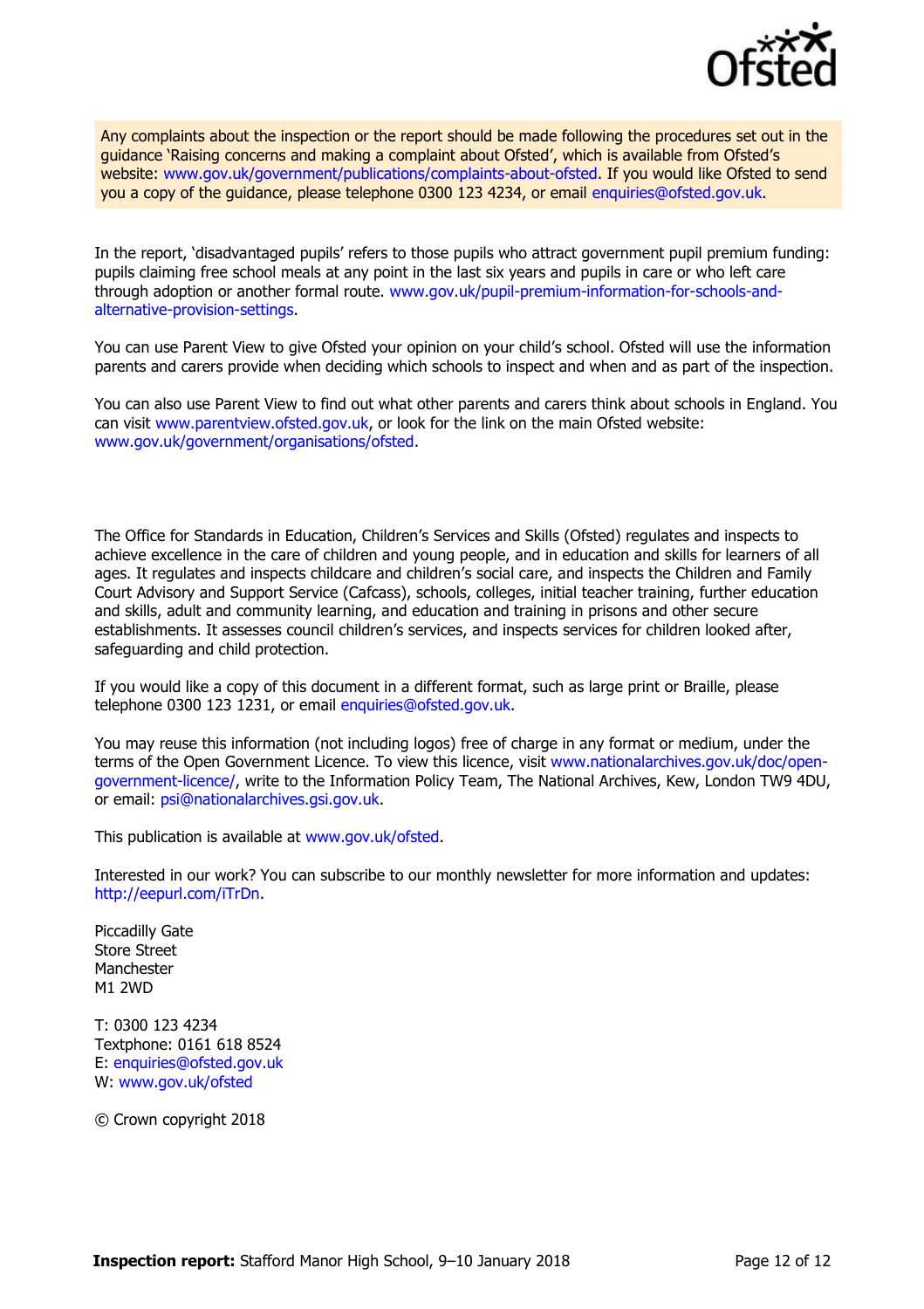Any complaints about the inspection or the report should be made following the procedures set out in the guidance 'Raising concerns and making a complaint about Ofsted', which is available from Ofsted's website: www.gov.uk/government/publications/complaints-about-ofsted. If you would like Ofsted to send you a copy of the guidance, please telephone 0300 123 4234, or email enquiries@ofsted.gov.uk.

In the report, 'disadvantaged pupils' refers to those pupils who attract government pupil premium funding: pupils claiming free school meals at any point in the last six years and pupils in care or who left care through adoption or another formal route. www.gov.uk/pupil-premium-information-for-schools-and-alternative-provision-settings.

You can use Parent View to give Ofsted your opinion on your child's school. Ofsted will use the information parents and carers provide when deciding which schools to inspect and when and as part of the inspection.

You can also use Parent View to find out what other parents and carers think about schools in England. You can visit www.parentview.ofsted.gov.uk, or look for the link on the main Ofsted website: www.gov.uk/government/organisations/ofsted.

The Office for Standards in Education, Children's Services and Skills (Ofsted) regulates and inspects to achieve excellence in the care of children and young people, and in education and skills for learners of all ages. It regulates and inspects childcare and children's social care, and inspects the Children and Family Court Advisory and Support Service (Cafcass), schools, colleges, initial teacher training, further education and skills, adult and community learning, and education and training in prisons and other secure establishments. It assesses council children's services, and inspects services for children looked after, safeguarding and child protection.

If you would like a copy of this document in a different format, such as large print or Braille, please telephone 0300 123 1231, or email enquiries@ofsted.gov.uk.

You may reuse this information (not including logos) free of charge in any format or medium, under the terms of the Open Government Licence. To view this licence, visit www.nationalarchives.gov.uk/doc/open-government-licence/, write to the Information Policy Team, The National Archives, Kew, London TW9 4DU, or email: psi@nationalarchives.gsi.gov.uk.

This publication is available at www.gov.uk/ofsted.

Interested in our work? You can subscribe to our monthly newsletter for more information and updates: http://eepurl.com/iTrDn.

Piccadilly Gate
Store Street
Manchester
M1 2WD

T: 0300 123 4234
Textphone: 0161 618 8524
E: enquiries@ofsted.gov.uk
W: www.gov.uk/ofsted

© Crown copyright 2018